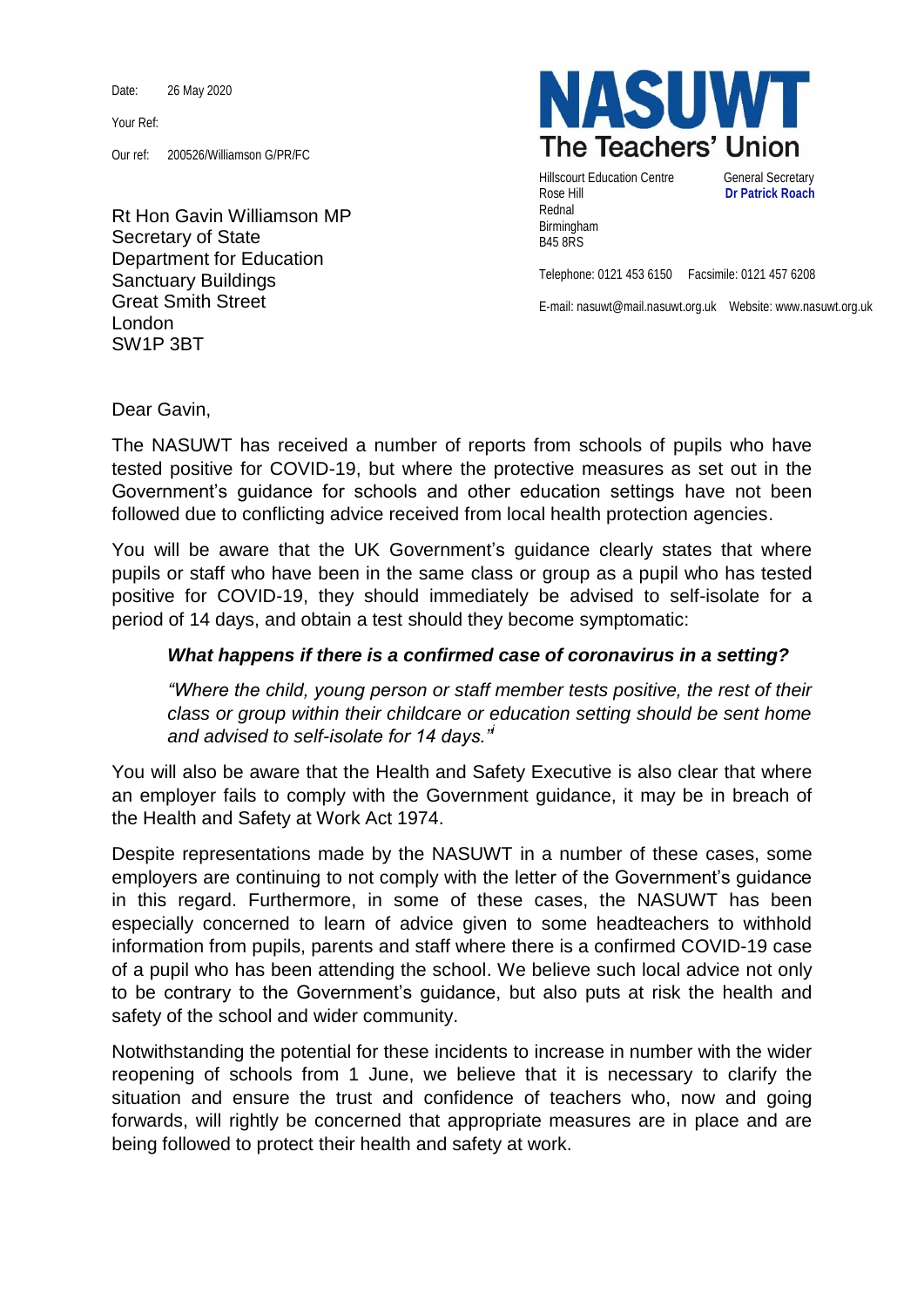Date: 26 May 2020

Your Ref:

Our ref: 200526/Williamson G/PR/FC

**NASUWT**
**The Teachers' Union**

Hillscourt Education Centre
Rose Hill
Rednal
Birmingham
B45 8RS

General Secretary
**Dr Patrick Roach**

Telephone: 0121 453 6150 Facsimile: 0121 457 6208

E-mail: nasuwt@mail.nasuwt.org.uk Website: www.nasuwt.org.uk

Rt Hon Gavin Williamson MP
Secretary of State
Department for Education
Sanctuary Buildings
Great Smith Street
London
SW1P 3BT

Dear Gavin,

The NASUWT has received a number of reports from schools of pupils who have tested positive for COVID-19, but where the protective measures as set out in the Government's guidance for schools and other education settings have not been followed due to conflicting advice received from local health protection agencies.

You will be aware that the UK Government's guidance clearly states that where pupils or staff who have been in the same class or group as a pupil who has tested positive for COVID-19, they should immediately be advised to self-isolate for a period of 14 days, and obtain a test should they become symptomatic:

> ***What happens if there is a confirmed case of coronavirus in a setting?***
>
> *"Where the child, young person or staff member tests positive, the rest of their class or group within their childcare or education setting should be sent home and advised to self-isolate for 14 days."*[i]

You will also be aware that the Health and Safety Executive is also clear that where an employer fails to comply with the Government guidance, it may be in breach of the Health and Safety at Work Act 1974.

Despite representations made by the NASUWT in a number of these cases, some employers are continuing to not comply with the letter of the Government's guidance in this regard. Furthermore, in some of these cases, the NASUWT has been especially concerned to learn of advice given to some headteachers to withhold information from pupils, parents and staff where there is a confirmed COVID-19 case of a pupil who has been attending the school. We believe such local advice not only to be contrary to the Government's guidance, but also puts at risk the health and safety of the school and wider community.

Notwithstanding the potential for these incidents to increase in number with the wider reopening of schools from 1 June, we believe that it is necessary to clarify the situation and ensure the trust and confidence of teachers who, now and going forwards, will rightly be concerned that appropriate measures are in place and are being followed to protect their health and safety at work.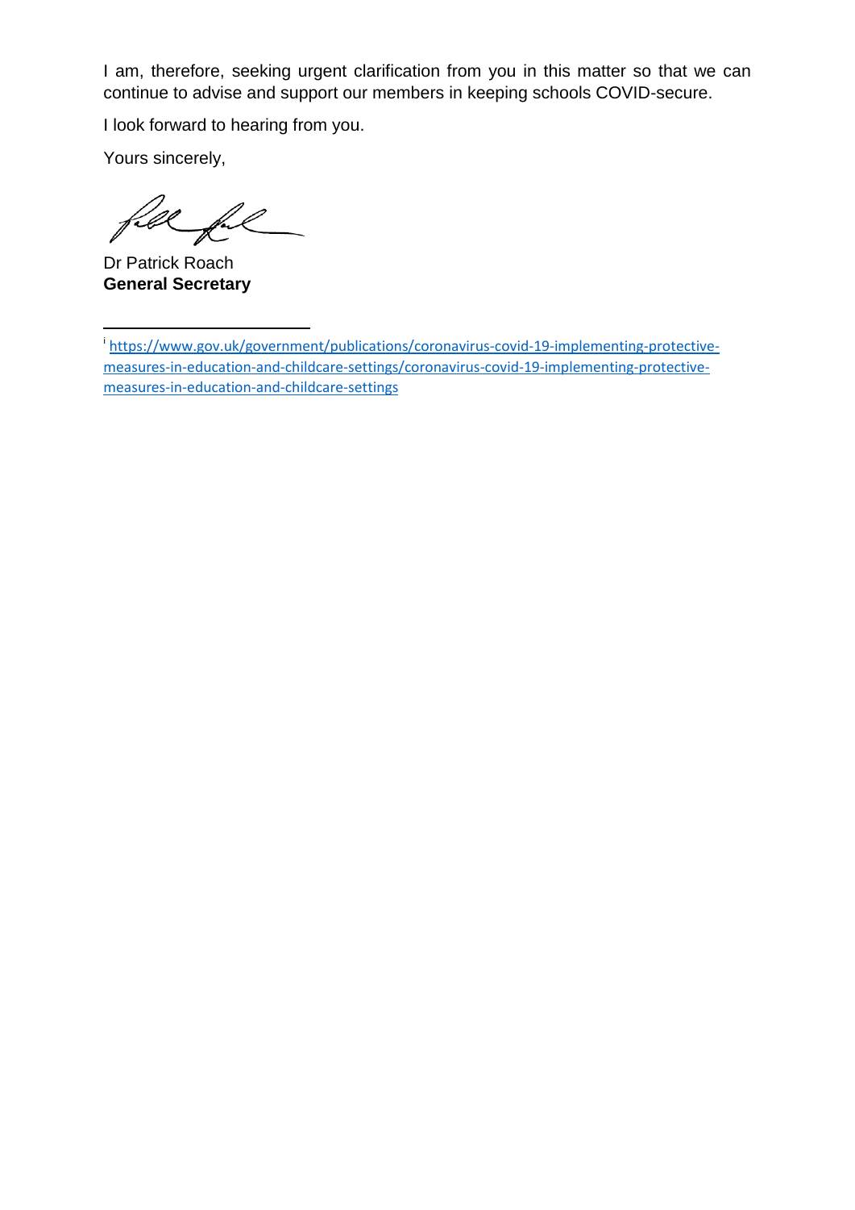I am, therefore, seeking urgent clarification from you in this matter so that we can continue to advise and support our members in keeping schools COVID-secure.

I look forward to hearing from you.

Yours sincerely,

Dr Patrick Roach
**General Secretary**

---

[i] https://www.gov.uk/government/publications/coronavirus-covid-19-implementing-protective-measures-in-education-and-childcare-settings/coronavirus-covid-19-implementing-protective-measures-in-education-and-childcare-settings